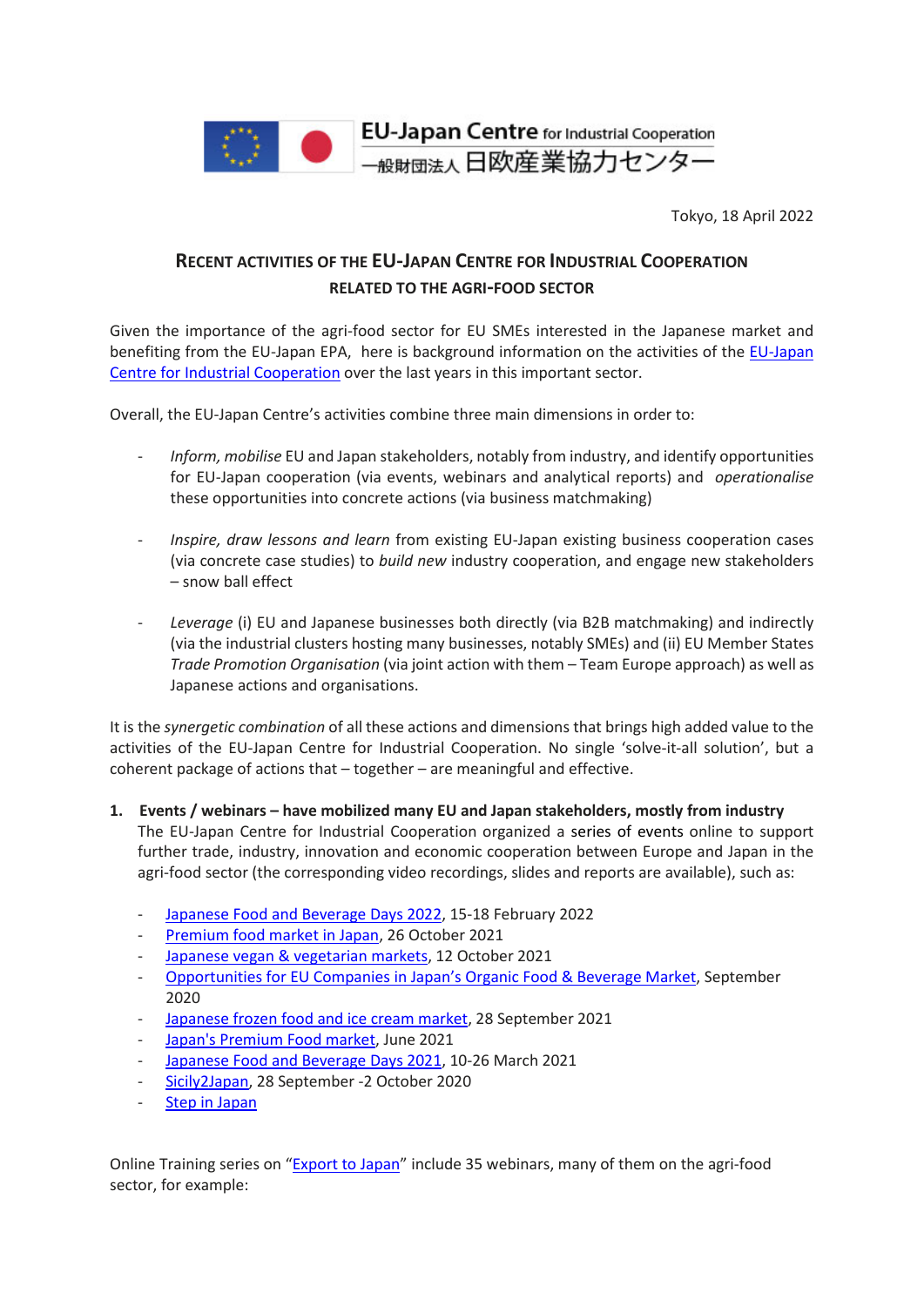EU-Japan Centre for Industrial Cooperation
一般財団法人 日欧産業協力センター

Tokyo, 18 April 2022

# RECENT ACTIVITIES OF THE EU-JAPAN CENTRE FOR INDUSTRIAL COOPERATION RELATED TO THE AGRI-FOOD SECTOR

Given the importance of the agri-food sector for EU SMEs interested in the Japanese market and benefiting from the EU-Japan EPA, here is background information on the activities of the EU-Japan Centre for Industrial Cooperation over the last years in this important sector.

Overall, the EU-Japan Centre's activities combine three main dimensions in order to:

- *Inform, mobilise* EU and Japan stakeholders, notably from industry, and identify opportunities for EU-Japan cooperation (via events, webinars and analytical reports) and *operationalise* these opportunities into concrete actions (via business matchmaking)

- *Inspire, draw lessons and learn* from existing EU-Japan existing business cooperation cases (via concrete case studies) to *build new* industry cooperation, and engage new stakeholders – snow ball effect

- *Leverage* (i) EU and Japanese businesses both directly (via B2B matchmaking) and indirectly (via the industrial clusters hosting many businesses, notably SMEs) and (ii) EU Member States *Trade Promotion Organisation* (via joint action with them – Team Europe approach) as well as Japanese actions and organisations.

It is the *synergetic combination* of all these actions and dimensions that brings high added value to the activities of the EU-Japan Centre for Industrial Cooperation. No single 'solve-it-all solution', but a coherent package of actions that – together – are meaningful and effective.

1. **Events / webinars – have mobilized many EU and Japan stakeholders, mostly from industry**
   The EU-Japan Centre for Industrial Cooperation organized a series of events online to support further trade, industry, innovation and economic cooperation between Europe and Japan in the agri-food sector (the corresponding video recordings, slides and reports are available), such as:

   - Japanese Food and Beverage Days 2022, 15-18 February 2022
   - Premium food market in Japan, 26 October 2021
   - Japanese vegan & vegetarian markets, 12 October 2021
   - Opportunities for EU Companies in Japan's Organic Food & Beverage Market, September 2020
   - Japanese frozen food and ice cream market, 28 September 2021
   - Japan's Premium Food market, June 2021
   - Japanese Food and Beverage Days 2021, 10-26 March 2021
   - Sicily2Japan, 28 September -2 October 2020
   - Step in Japan

Online Training series on "Export to Japan" include 35 webinars, many of them on the agri-food sector, for example: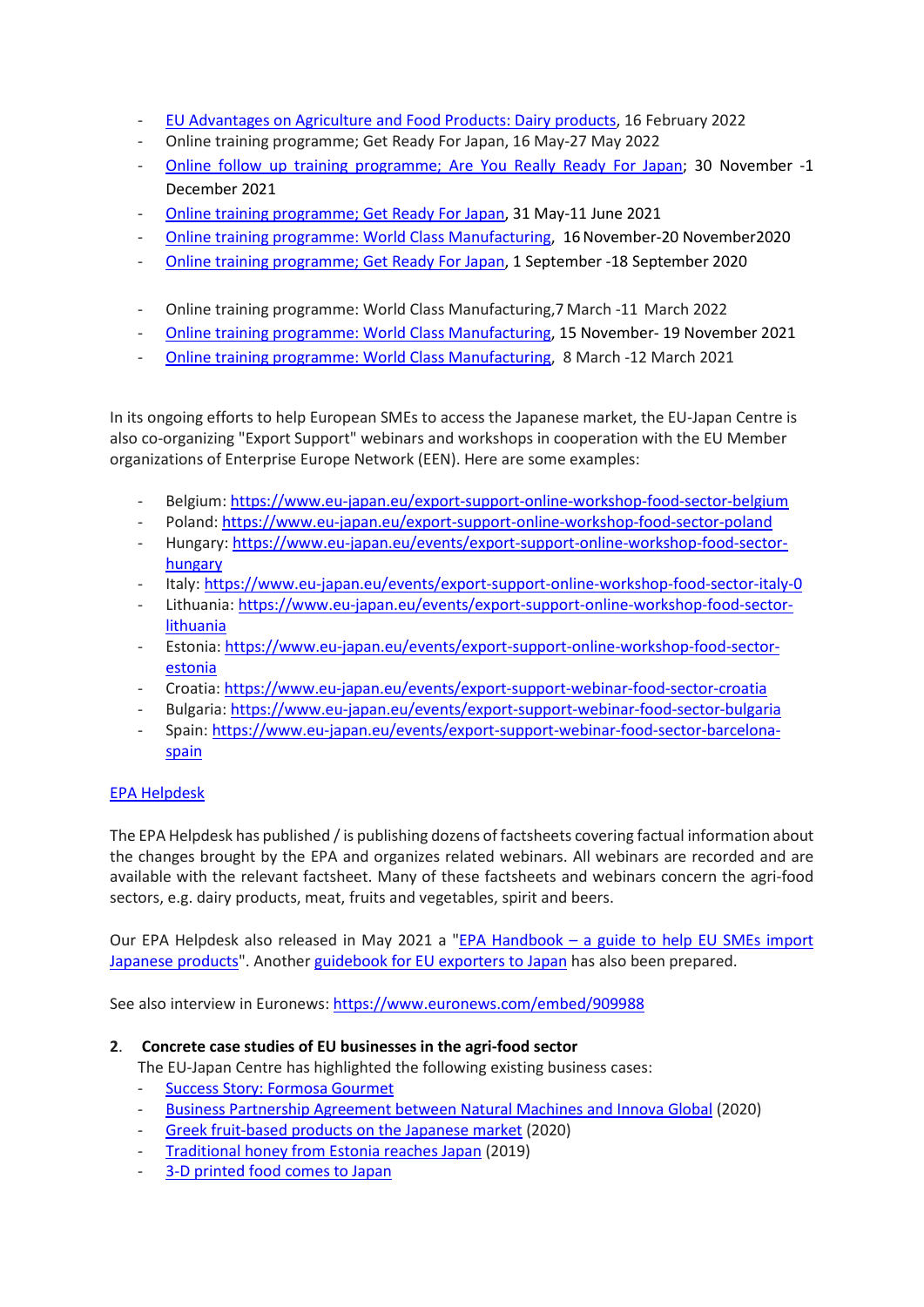- EU Advantages on Agriculture and Food Products: Dairy products, 16 February 2022
- Online training programme; Get Ready For Japan, 16 May-27 May 2022
- Online follow up training programme; Are You Really Ready For Japan; 30 November -1 December 2021
- Online training programme; Get Ready For Japan, 31 May-11 June 2021
- Online training programme: World Class Manufacturing, 16 November-20 November2020
- Online training programme; Get Ready For Japan, 1 September -18 September 2020

- Online training programme: World Class Manufacturing,7 March -11 March 2022
- Online training programme: World Class Manufacturing, 15 November- 19 November 2021
- Online training programme: World Class Manufacturing, 8 March -12 March 2021

In its ongoing efforts to help European SMEs to access the Japanese market, the EU-Japan Centre is also co-organizing "Export Support" webinars and workshops in cooperation with the EU Member organizations of Enterprise Europe Network (EEN). Here are some examples:

- Belgium: https://www.eu-japan.eu/export-support-online-workshop-food-sector-belgium
- Poland: https://www.eu-japan.eu/export-support-online-workshop-food-sector-poland
- Hungary: https://www.eu-japan.eu/events/export-support-online-workshop-food-sector-hungary
- Italy: https://www.eu-japan.eu/events/export-support-online-workshop-food-sector-italy-0
- Lithuania: https://www.eu-japan.eu/events/export-support-online-workshop-food-sector-lithuania
- Estonia: https://www.eu-japan.eu/events/export-support-online-workshop-food-sector-estonia
- Croatia: https://www.eu-japan.eu/events/export-support-webinar-food-sector-croatia
- Bulgaria: https://www.eu-japan.eu/events/export-support-webinar-food-sector-bulgaria
- Spain: https://www.eu-japan.eu/events/export-support-webinar-food-sector-barcelona-spain

EPA Helpdesk

The EPA Helpdesk has published / is publishing dozens of factsheets covering factual information about the changes brought by the EPA and organizes related webinars. All webinars are recorded and are available with the relevant factsheet. Many of these factsheets and webinars concern the agri-food sectors, e.g. dairy products, meat, fruits and vegetables, spirit and beers.

Our EPA Helpdesk also released in May 2021 a "EPA Handbook – a guide to help EU SMEs import Japanese products". Another guidebook for EU exporters to Japan has also been prepared.

See also interview in Euronews: https://www.euronews.com/embed/909988

2. **Concrete case studies of EU businesses in the agri-food sector**

The EU-Japan Centre has highlighted the following existing business cases:

- Success Story: Formosa Gourmet
- Business Partnership Agreement between Natural Machines and Innova Global (2020)
- Greek fruit-based products on the Japanese market (2020)
- Traditional honey from Estonia reaches Japan (2019)
- 3-D printed food comes to Japan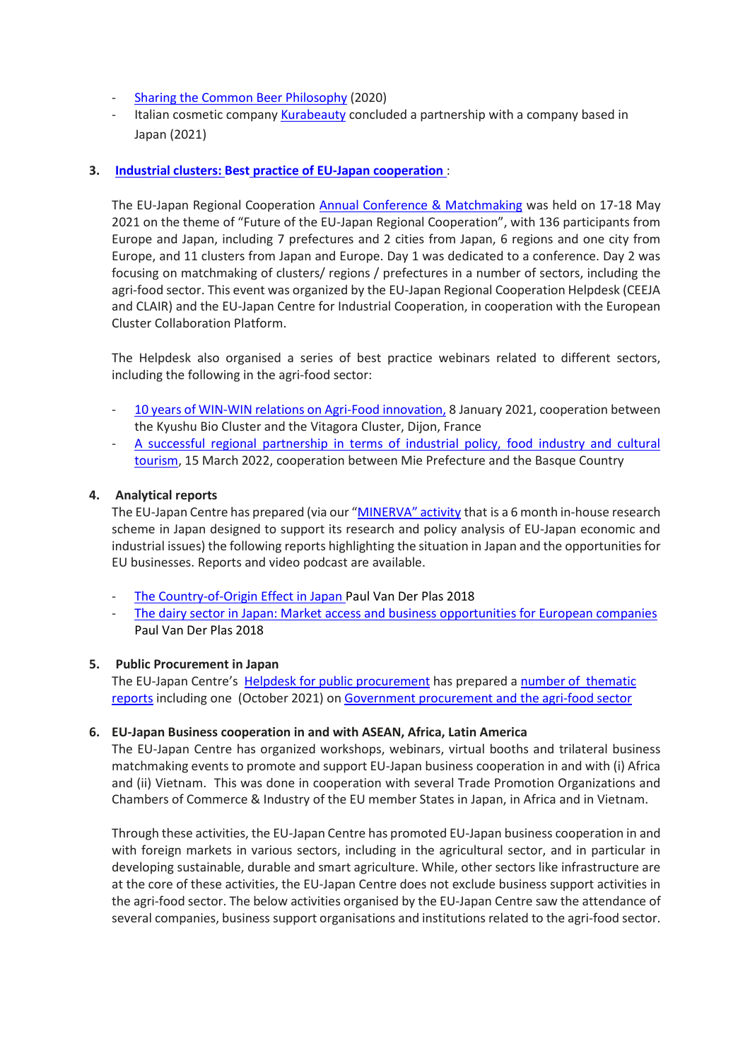- Sharing the Common Beer Philosophy (2020)
- Italian cosmetic company Kurabeauty concluded a partnership with a company based in Japan (2021)

3. **Industrial clusters: Best practice of EU-Japan cooperation** :

   The EU-Japan Regional Cooperation Annual Conference & Matchmaking was held on 17-18 May 2021 on the theme of "Future of the EU-Japan Regional Cooperation", with 136 participants from Europe and Japan, including 7 prefectures and 2 cities from Japan, 6 regions and one city from Europe, and 11 clusters from Japan and Europe. Day 1 was dedicated to a conference. Day 2 was focusing on matchmaking of clusters/ regions / prefectures in a number of sectors, including the agri-food sector. This event was organized by the EU-Japan Regional Cooperation Helpdesk (CEEJA and CLAIR) and the EU-Japan Centre for Industrial Cooperation, in cooperation with the European Cluster Collaboration Platform.

   The Helpdesk also organised a series of best practice webinars related to different sectors, including the following in the agri-food sector:

   - 10 years of WIN-WIN relations on Agri-Food innovation, 8 January 2021, cooperation between the Kyushu Bio Cluster and the Vitagora Cluster, Dijon, France
   - A successful regional partnership in terms of industrial policy, food industry and cultural tourism, 15 March 2022, cooperation between Mie Prefecture and the Basque Country

4. **Analytical reports**

   The EU-Japan Centre has prepared (via our "MINERVA" activity that is a 6 month in-house research scheme in Japan designed to support its research and policy analysis of EU-Japan economic and industrial issues) the following reports highlighting the situation in Japan and the opportunities for EU businesses. Reports and video podcast are available.

   - The Country-of-Origin Effect in Japan Paul Van Der Plas 2018
   - The dairy sector in Japan: Market access and business opportunities for European companies Paul Van Der Plas 2018

5. **Public Procurement in Japan**

   The EU-Japan Centre's Helpdesk for public procurement has prepared a number of thematic reports including one (October 2021) on Government procurement and the agri-food sector

6. **EU-Japan Business cooperation in and with ASEAN, Africa, Latin America**

   The EU-Japan Centre has organized workshops, webinars, virtual booths and trilateral business matchmaking events to promote and support EU-Japan business cooperation in and with (i) Africa and (ii) Vietnam. This was done in cooperation with several Trade Promotion Organizations and Chambers of Commerce & Industry of the EU member States in Japan, in Africa and in Vietnam.

   Through these activities, the EU-Japan Centre has promoted EU-Japan business cooperation in and with foreign markets in various sectors, including in the agricultural sector, and in particular in developing sustainable, durable and smart agriculture. While, other sectors like infrastructure are at the core of these activities, the EU-Japan Centre does not exclude business support activities in the agri-food sector. The below activities organised by the EU-Japan Centre saw the attendance of several companies, business support organisations and institutions related to the agri-food sector.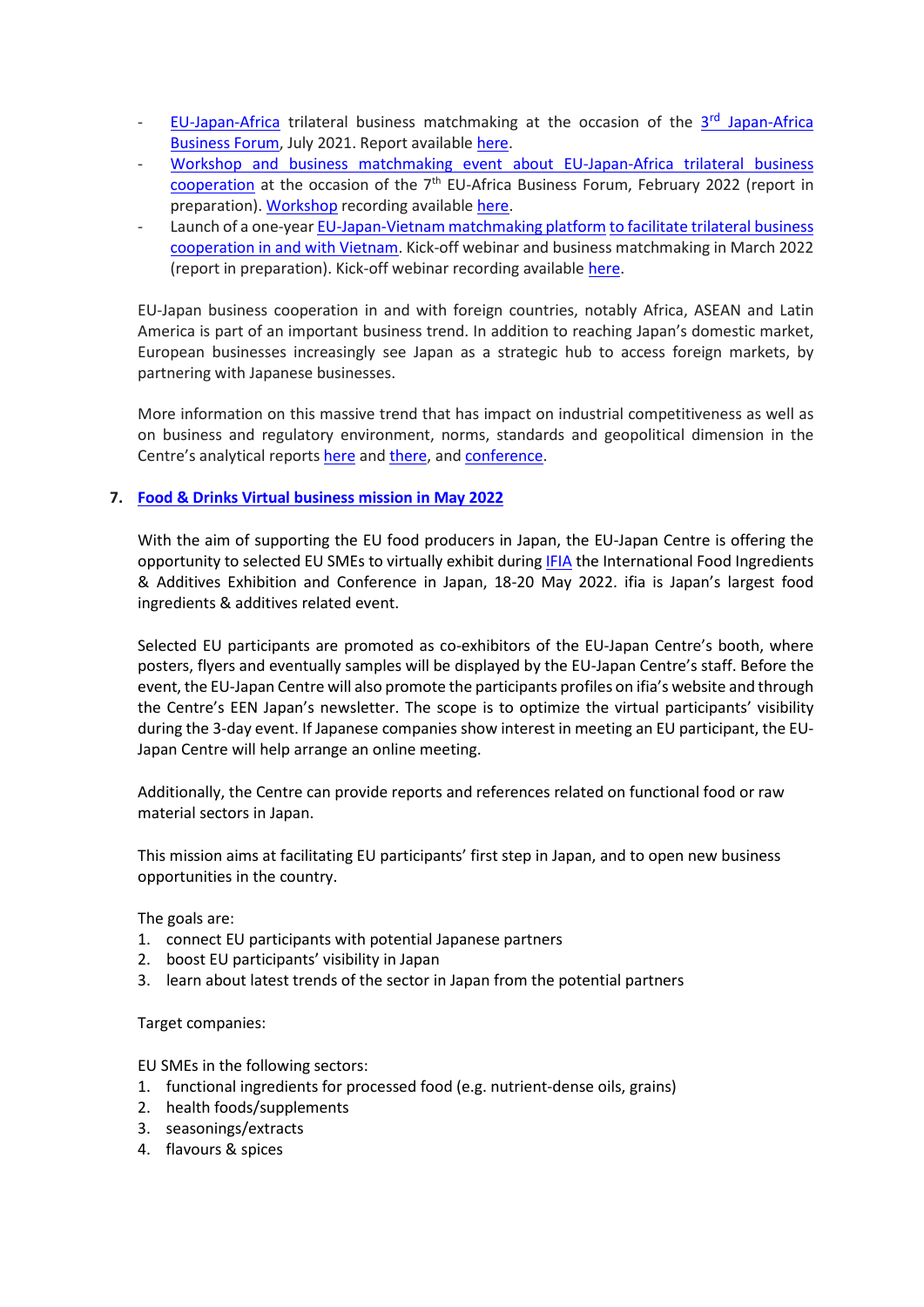- EU-Japan-Africa trilateral business matchmaking at the occasion of the 3rd Japan-Africa Business Forum, July 2021. Report available here.
- Workshop and business matchmaking event about EU-Japan-Africa trilateral business cooperation at the occasion of the 7th EU-Africa Business Forum, February 2022 (report in preparation). Workshop recording available here.
- Launch of a one-year EU-Japan-Vietnam matchmaking platform to facilitate trilateral business cooperation in and with Vietnam. Kick-off webinar and business matchmaking in March 2022 (report in preparation). Kick-off webinar recording available here.

EU-Japan business cooperation in and with foreign countries, notably Africa, ASEAN and Latin America is part of an important business trend. In addition to reaching Japan's domestic market, European businesses increasingly see Japan as a strategic hub to access foreign markets, by partnering with Japanese businesses.

More information on this massive trend that has impact on industrial competitiveness as well as on business and regulatory environment, norms, standards and geopolitical dimension in the Centre's analytical reports here and there, and conference.

**7. Food & Drinks Virtual business mission in May 2022**

With the aim of supporting the EU food producers in Japan, the EU-Japan Centre is offering the opportunity to selected EU SMEs to virtually exhibit during IFIA the International Food Ingredients & Additives Exhibition and Conference in Japan, 18-20 May 2022. ifia is Japan's largest food ingredients & additives related event.

Selected EU participants are promoted as co-exhibitors of the EU-Japan Centre's booth, where posters, flyers and eventually samples will be displayed by the EU-Japan Centre's staff. Before the event, the EU-Japan Centre will also promote the participants profiles on ifia's website and through the Centre's EEN Japan's newsletter. The scope is to optimize the virtual participants' visibility during the 3-day event. If Japanese companies show interest in meeting an EU participant, the EU-Japan Centre will help arrange an online meeting.

Additionally, the Centre can provide reports and references related on functional food or raw material sectors in Japan.

This mission aims at facilitating EU participants' first step in Japan, and to open new business opportunities in the country.

The goals are:

1. connect EU participants with potential Japanese partners
2. boost EU participants' visibility in Japan
3. learn about latest trends of the sector in Japan from the potential partners

Target companies:

EU SMEs in the following sectors:

1. functional ingredients for processed food (e.g. nutrient-dense oils, grains)
2. health foods/supplements
3. seasonings/extracts
4. flavours & spices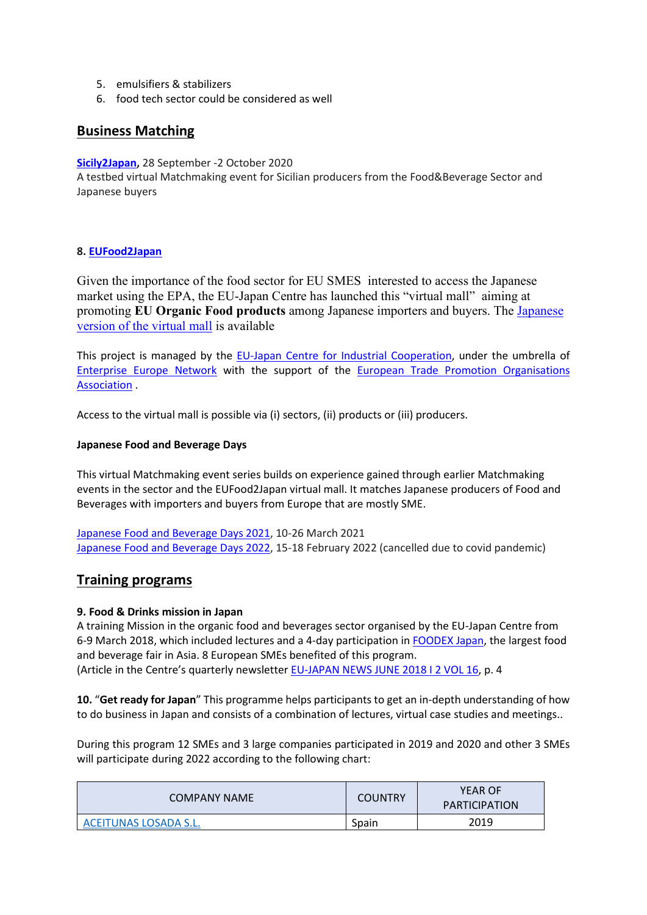5. emulsifiers & stabilizers
6. food tech sector could be considered as well

## Business Matching

**Sicily2Japan,** 28 September -2 October 2020
A testbed virtual Matchmaking event for Sicilian producers from the Food&Beverage Sector and Japanese buyers

**8. EUFood2Japan**

Given the importance of the food sector for EU SMES interested to access the Japanese market using the EPA, the EU-Japan Centre has launched this "virtual mall" aiming at promoting **EU Organic Food products** among Japanese importers and buyers. The Japanese version of the virtual mall is available

This project is managed by the EU-Japan Centre for Industrial Cooperation, under the umbrella of Enterprise Europe Network with the support of the European Trade Promotion Organisations Association .

Access to the virtual mall is possible via (i) sectors, (ii) products or (iii) producers.

**Japanese Food and Beverage Days**

This virtual Matchmaking event series builds on experience gained through earlier Matchmaking events in the sector and the EUFood2Japan virtual mall. It matches Japanese producers of Food and Beverages with importers and buyers from Europe that are mostly SME.

Japanese Food and Beverage Days 2021, 10-26 March 2021
Japanese Food and Beverage Days 2022, 15-18 February 2022 (cancelled due to covid pandemic)

## Training programs

**9. Food & Drinks mission in Japan**
A training Mission in the organic food and beverages sector organised by the EU-Japan Centre from 6-9 March 2018, which included lectures and a 4-day participation in FOODEX Japan, the largest food and beverage fair in Asia. 8 European SMEs benefited of this program.
(Article in the Centre's quarterly newsletter EU-JAPAN NEWS JUNE 2018 I 2 VOL 16, p. 4

**10.** "**Get ready for Japan**" This programme helps participants to get an in-depth understanding of how to do business in Japan and consists of a combination of lectures, virtual case studies and meetings..

During this program 12 SMEs and 3 large companies participated in 2019 and 2020 and other 3 SMEs will participate during 2022 according to the following chart:

| COMPANY NAME | COUNTRY | YEAR OF PARTICIPATION |
|---|---|---|
| ACEITUNAS LOSADA S.L. | Spain | 2019 |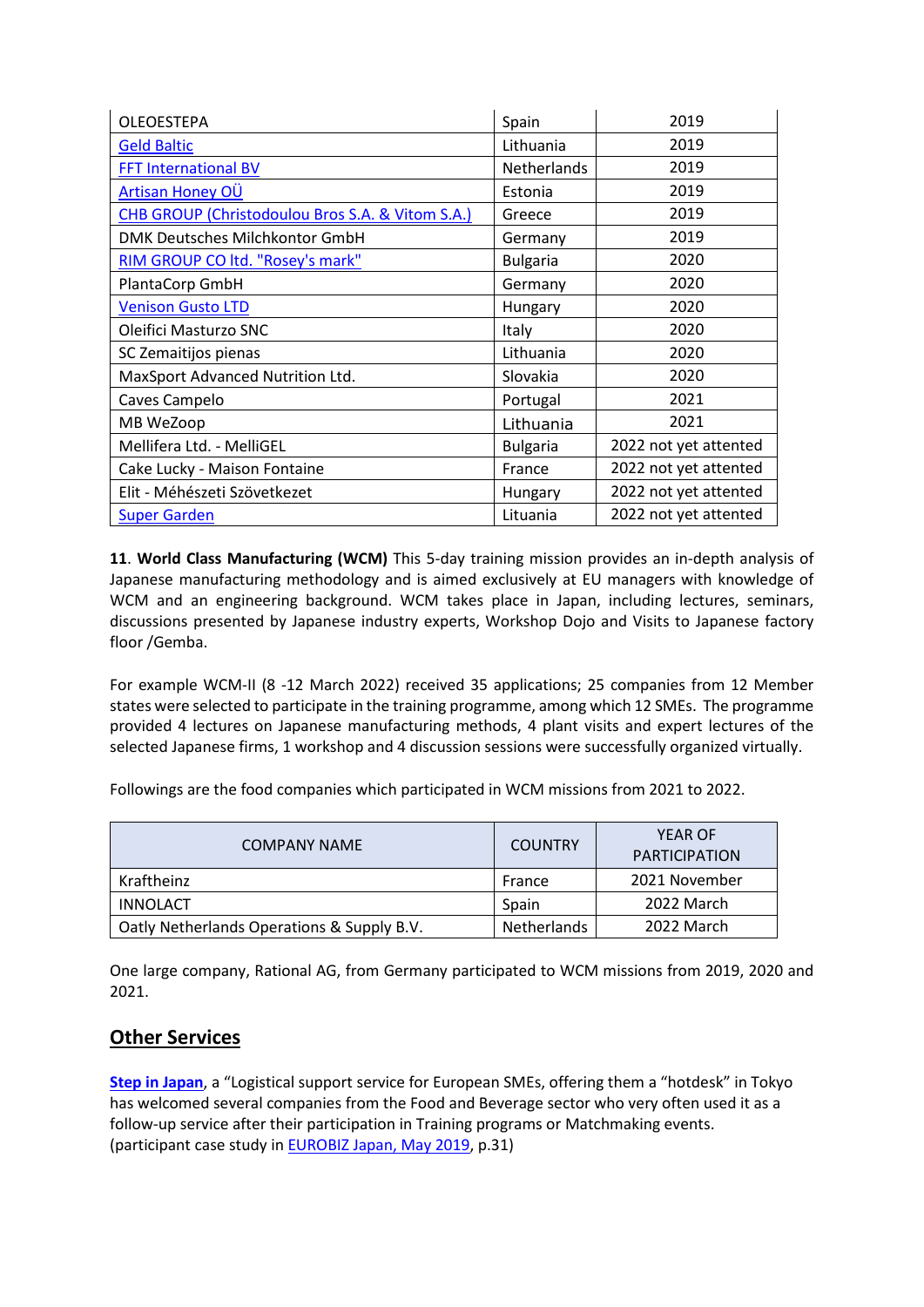| | | |
|---|---|---|
| OLEOESTEPA | Spain | 2019 |
| Geld Baltic | Lithuania | 2019 |
| FFT International BV | Netherlands | 2019 |
| Artisan Honey OÜ | Estonia | 2019 |
| CHB GROUP (Christodoulou Bros S.A. & Vitom S.A.) | Greece | 2019 |
| DMK Deutsches Milchkontor GmbH | Germany | 2019 |
| RIM GROUP CO ltd. "Rosey's mark" | Bulgaria | 2020 |
| PlantaCorp GmbH | Germany | 2020 |
| Venison Gusto LTD | Hungary | 2020 |
| Oleifici Masturzo SNC | Italy | 2020 |
| SC Zemaitijos pienas | Lithuania | 2020 |
| MaxSport Advanced Nutrition Ltd. | Slovakia | 2020 |
| Caves Campelo | Portugal | 2021 |
| MB WeZoop | Lithuania | 2021 |
| Mellifera Ltd. - MelliGEL | Bulgaria | 2022 not yet attented |
| Cake Lucky - Maison Fontaine | France | 2022 not yet attented |
| Elit - Méhészeti Szövetkezet | Hungary | 2022 not yet attented |
| Super Garden | Lituania | 2022 not yet attented |

**11**. **World Class Manufacturing (WCM)** This 5-day training mission provides an in-depth analysis of Japanese manufacturing methodology and is aimed exclusively at EU managers with knowledge of WCM and an engineering background. WCM takes place in Japan, including lectures, seminars, discussions presented by Japanese industry experts, Workshop Dojo and Visits to Japanese factory floor /Gemba.

For example WCM-II (8 -12 March 2022) received 35 applications; 25 companies from 12 Member states were selected to participate in the training programme, among which 12 SMEs. The programme provided 4 lectures on Japanese manufacturing methods, 4 plant visits and expert lectures of the selected Japanese firms, 1 workshop and 4 discussion sessions were successfully organized virtually.

Followings are the food companies which participated in WCM missions from 2021 to 2022.

| COMPANY NAME | COUNTRY | YEAR OF PARTICIPATION |
|---|---|---|
| Kraftheinz | France | 2021 November |
| INNOLACT | Spain | 2022 March |
| Oatly Netherlands Operations & Supply B.V. | Netherlands | 2022 March |

One large company, Rational AG, from Germany participated to WCM missions from 2019, 2020 and 2021.

## Other Services

**Step in Japan**, a "Logistical support service for European SMEs, offering them a "hotdesk" in Tokyo has welcomed several companies from the Food and Beverage sector who very often used it as a follow-up service after their participation in Training programs or Matchmaking events. (participant case study in EUROBIZ Japan, May 2019, p.31)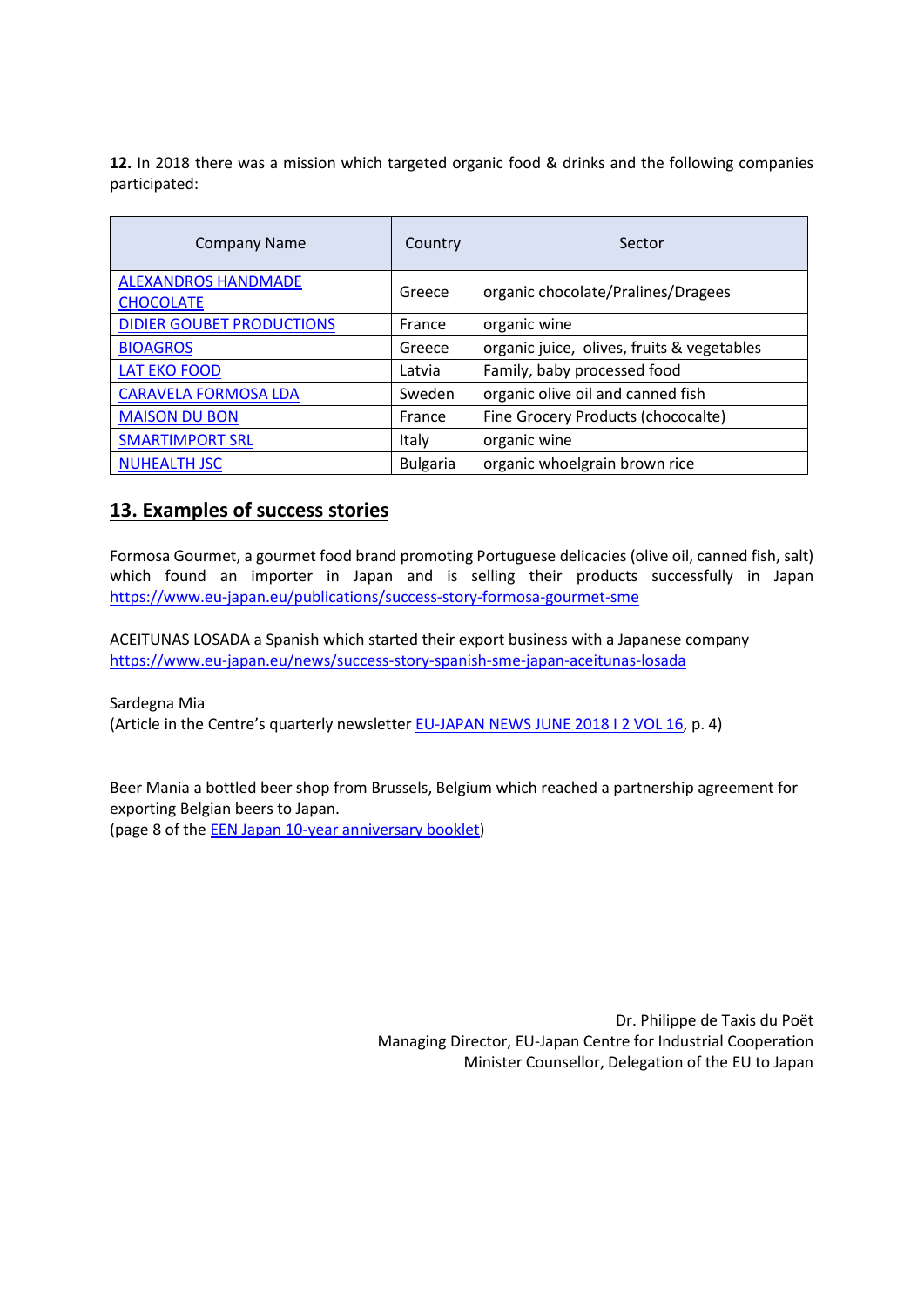**12.** In 2018 there was a mission which targeted organic food & drinks and the following companies participated:

| Company Name | Country | Sector |
|---|---|---|
| ALEXANDROS HANDMADE CHOCOLATE | Greece | organic chocolate/Pralines/Dragees |
| DIDIER GOUBET PRODUCTIONS | France | organic wine |
| BIOAGROS | Greece | organic juice, olives, fruits & vegetables |
| LAT EKO FOOD | Latvia | Family, baby processed food |
| CARAVELA FORMOSA LDA | Sweden | organic olive oil and canned fish |
| MAISON DU BON | France | Fine Grocery Products (chococalte) |
| SMARTIMPORT SRL | Italy | organic wine |
| NUHEALTH JSC | Bulgaria | organic whoelgrain brown rice |

## 13. Examples of success stories

Formosa Gourmet, a gourmet food brand promoting Portuguese delicacies (olive oil, canned fish, salt) which found an importer in Japan and is selling their products successfully in Japan https://www.eu-japan.eu/publications/success-story-formosa-gourmet-sme

ACEITUNAS LOSADA a Spanish which started their export business with a Japanese company https://www.eu-japan.eu/news/success-story-spanish-sme-japan-aceitunas-losada

Sardegna Mia
(Article in the Centre's quarterly newsletter EU-JAPAN NEWS JUNE 2018 I 2 VOL 16, p. 4)

Beer Mania a bottled beer shop from Brussels, Belgium which reached a partnership agreement for exporting Belgian beers to Japan.
(page 8 of the EEN Japan 10-year anniversary booklet)

Dr. Philippe de Taxis du Poët
Managing Director, EU-Japan Centre for Industrial Cooperation
Minister Counsellor, Delegation of the EU to Japan